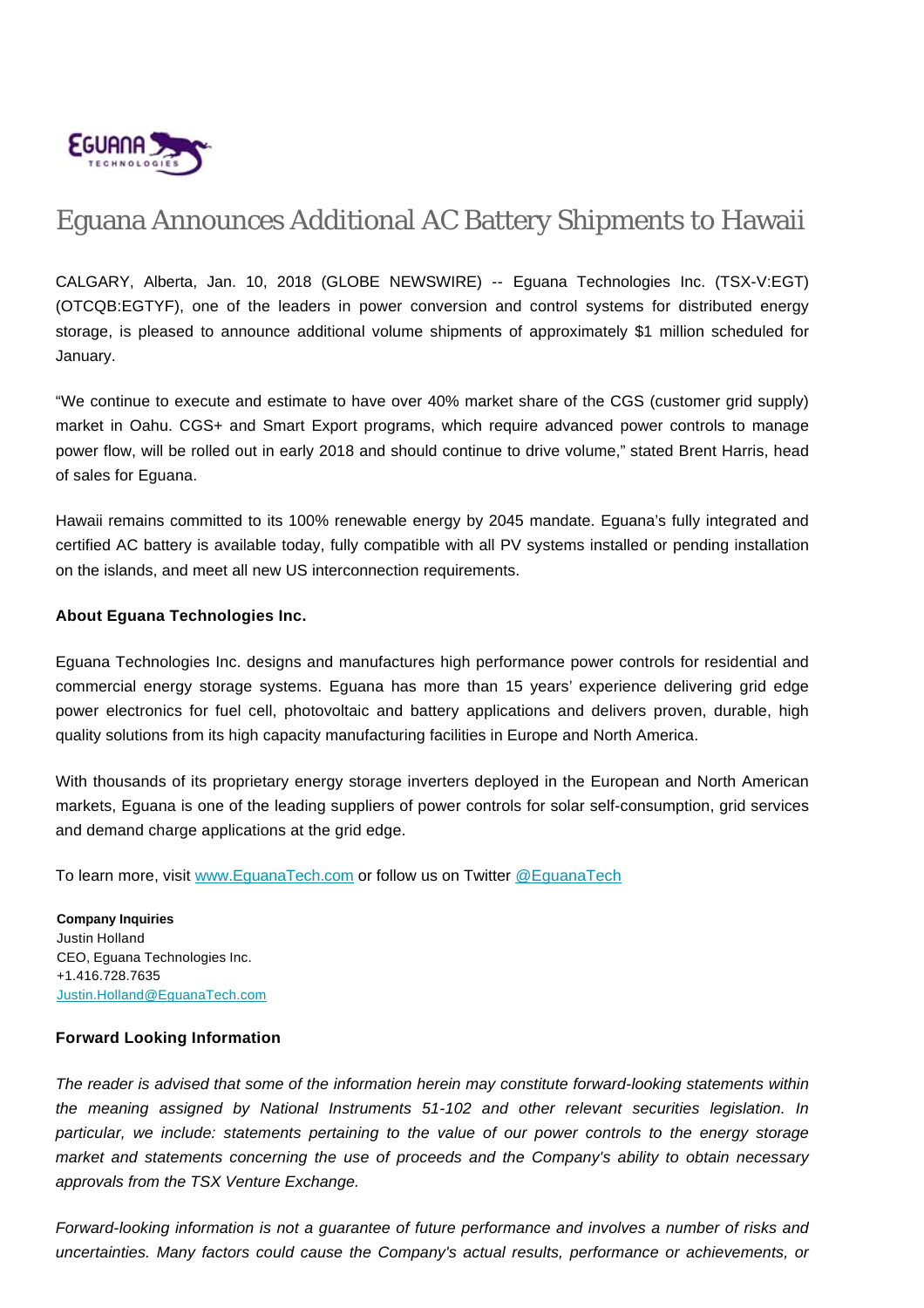# Eguana Announces Additional AC Battery Shipments to Hawaii

CALGARY, Alberta, Jan. 10, 2018 (GLOBE NEWSWIRE) -- Eguana Technologies Inc. (TSX-V:EGT) (OTCQB:EGTYF), one of the leaders in power conversion and control systems for distributed energy storage, is pleased to announce additional volume shipments of approximately $1 million scheduled for January.

"We continue to execute and estimate to have over 40% market share of the CGS (customer grid supply) market in Oahu. CGS+ and Smart Export programs, which require advanced power controls to manage power flow, will be rolled out in early 2018 and should continue to drive volume," stated Brent Harris, head of sales for Eguana.

Hawaii remains committed to its 100% renewable energy by 2045 mandate. Eguana's fully integrated and certified AC battery is available today, fully compatible with all PV systems installed or pending installation on the islands, and meet all new US interconnection requirements.

**About Eguana Technologies Inc.**

Eguana Technologies Inc. designs and manufactures high performance power controls for residential and commercial energy storage systems. Eguana has more than 15 years' experience delivering grid edge power electronics for fuel cell, photovoltaic and battery applications and delivers proven, durable, high quality solutions from its high capacity manufacturing facilities in Europe and North America.

With thousands of its proprietary energy storage inverters deployed in the European and North American markets, Eguana is one of the leading suppliers of power controls for solar self-consumption, grid services and demand charge applications at the grid edge.

To learn more, visit [www.EguanaTech.com](http://www.EguanaTech.com) or follow us on Twitter [@EguanaTech](https://twitter.com/EguanaTech)

**Company Inquiries**
Justin Holland
CEO, Eguana Technologies Inc.
+1.416.728.7635
[Justin.Holland@EguanaTech.com](mailto:Justin.Holland@EguanaTech.com)

**Forward Looking Information**

*The reader is advised that some of the information herein may constitute forward-looking statements within the meaning assigned by National Instruments 51-102 and other relevant securities legislation. In particular, we include: statements pertaining to the value of our power controls to the energy storage market and statements concerning the use of proceeds and the Company's ability to obtain necessary approvals from the TSX Venture Exchange.*

*Forward-looking information is not a guarantee of future performance and involves a number of risks and uncertainties. Many factors could cause the Company's actual results, performance or achievements, or*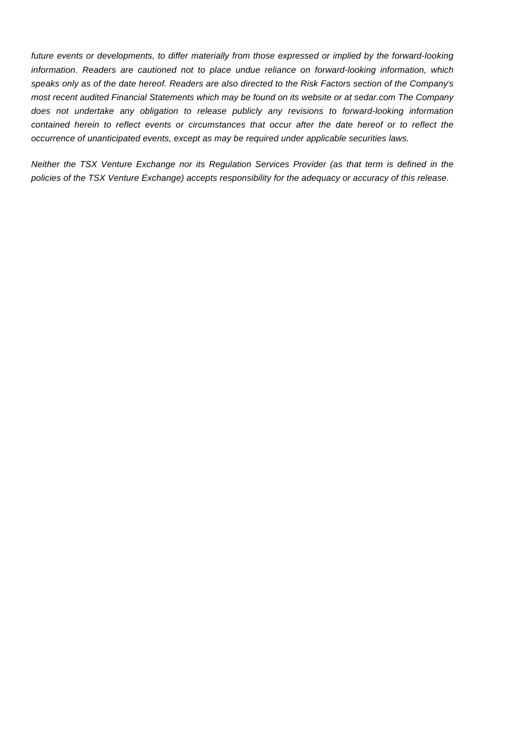*future events or developments, to differ materially from those expressed or implied by the forward-looking information. Readers are cautioned not to place undue reliance on forward-looking information, which speaks only as of the date hereof. Readers are also directed to the Risk Factors section of the Company's most recent audited Financial Statements which may be found on its website or at sedar.com The Company does not undertake any obligation to release publicly any revisions to forward-looking information contained herein to reflect events or circumstances that occur after the date hereof or to reflect the occurrence of unanticipated events, except as may be required under applicable securities laws.*

*Neither the TSX Venture Exchange nor its Regulation Services Provider (as that term is defined in the policies of the TSX Venture Exchange) accepts responsibility for the adequacy or accuracy of this release.*